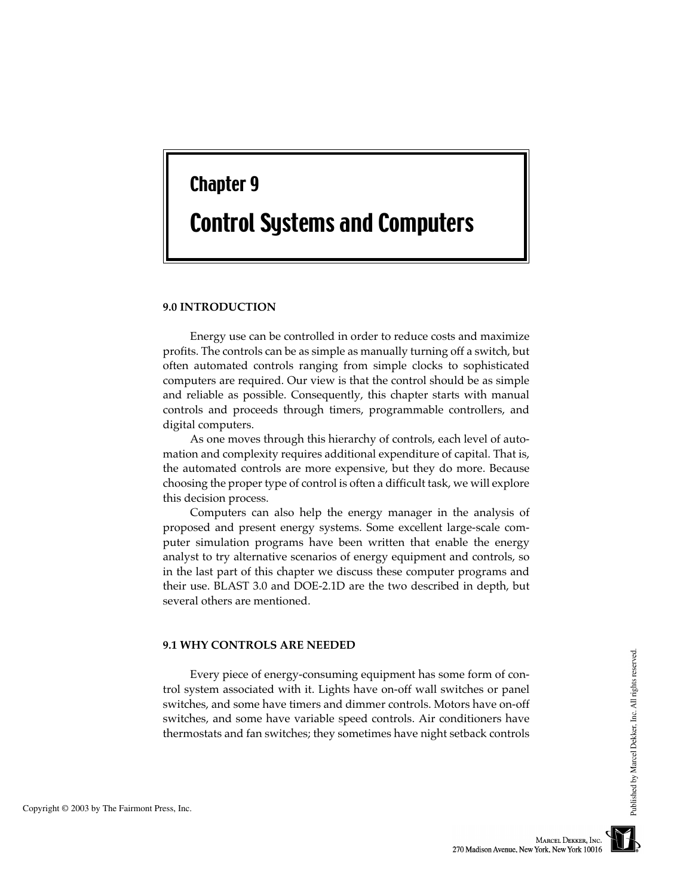# Chapter 9

# Control Systems and Computers

## 9.0 INTRODUCTION

Energy use can be controlled in order to reduce costs and maximize profits. The controls can be as simple as manually turning off a switch, but often automated controls ranging from simple clocks to sophisticated computers are required. Our view is that the control should be as simple and reliable as possible. Consequently, this chapter starts with manual controls and proceeds through timers, programmable controllers, and digital computers.

As one moves through this hierarchy of controls, each level of automation and complexity requires additional expenditure of capital. That is, the automated controls are more expensive, but they do more. Because choosing the proper type of control is often a difficult task, we will explore this decision process.

Computers can also help the energy manager in the analysis of proposed and present energy systems. Some excellent large-scale computer simulation programs have been written that enable the energy analyst to try alternative scenarios of energy equipment and controls, so in the last part of this chapter we discuss these computer programs and their use. BLAST 3.0 and DOE-2.1D are the two described in depth, but several others are mentioned.

## 9.1 WHY CONTROLS ARE NEEDED

Every piece of energy-consuming equipment has some form of control system associated with it. Lights have on-off wall switches or panel switches, and some have timers and dimmer controls. Motors have on-off switches, and some have variable speed controls. Air conditioners have thermostats and fan switches; they sometimes have night setback controls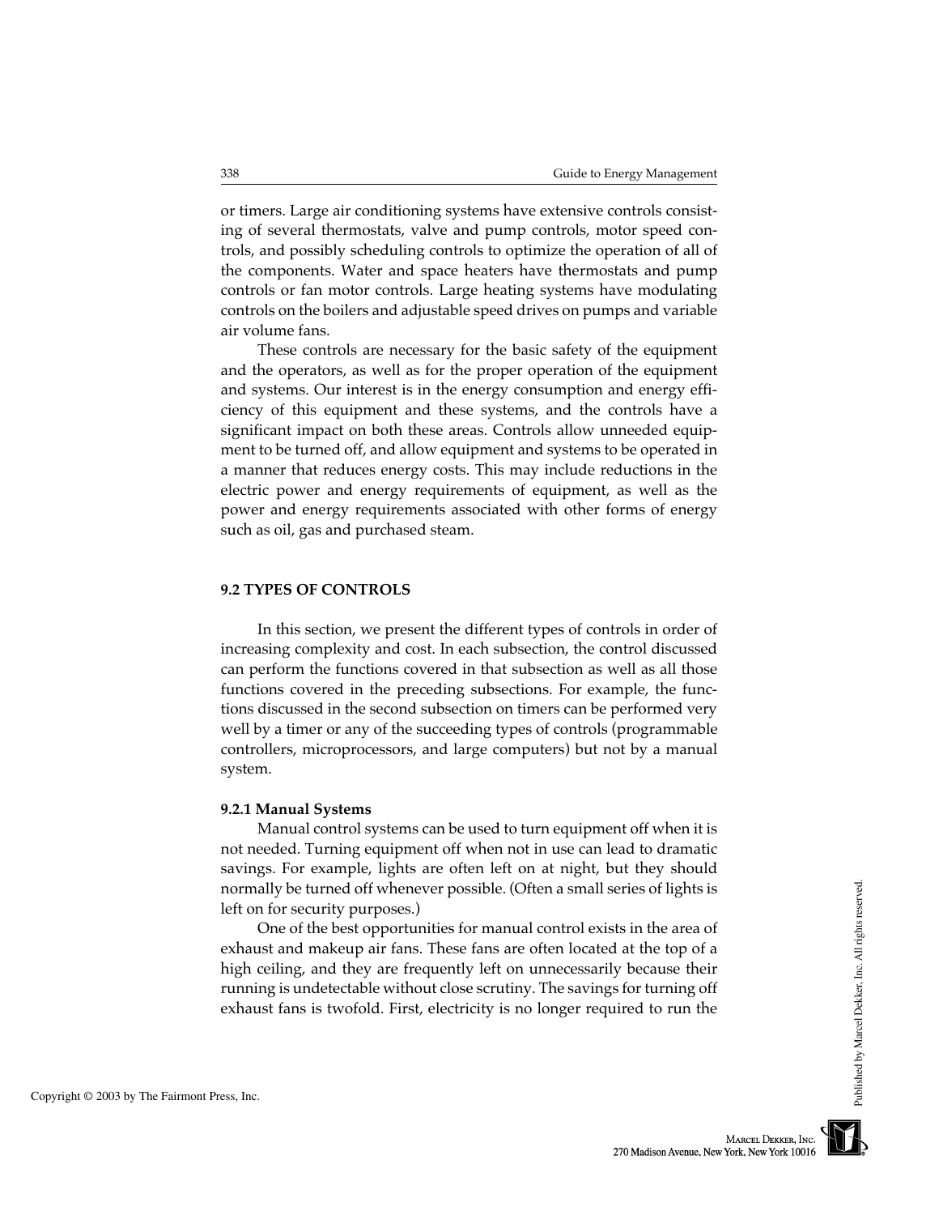or timers. Large air conditioning systems have extensive controls consisting of several thermostats, valve and pump controls, motor speed controls, and possibly scheduling controls to optimize the operation of all of the components. Water and space heaters have thermostats and pump controls or fan motor controls. Large heating systems have modulating controls on the boilers and adjustable speed drives on pumps and variable air volume fans.

These controls are necessary for the basic safety of the equipment and the operators, as well as for the proper operation of the equipment and systems. Our interest is in the energy consumption and energy efficiency of this equipment and these systems, and the controls have a significant impact on both these areas. Controls allow unneeded equipment to be turned off, and allow equipment and systems to be operated in a manner that reduces energy costs. This may include reductions in the electric power and energy requirements of equipment, as well as the power and energy requirements associated with other forms of energy such as oil, gas and purchased steam.

## 9.2 TYPES OF CONTROLS

In this section, we present the different types of controls in order of increasing complexity and cost. In each subsection, the control discussed can perform the functions covered in that subsection as well as all those functions covered in the preceding subsections. For example, the functions discussed in the second subsection on timers can be performed very well by a timer or any of the succeeding types of controls (programmable controllers, microprocessors, and large computers) but not by a manual system.

### 9.2.1 Manual Systems

Manual control systems can be used to turn equipment off when it is not needed. Turning equipment off when not in use can lead to dramatic savings. For example, lights are often left on at night, but they should normally be turned off whenever possible. (Often a small series of lights is left on for security purposes.)

One of the best opportunities for manual control exists in the area of exhaust and makeup air fans. These fans are often located at the top of a high ceiling, and they are frequently left on unnecessarily because their running is undetectable without close scrutiny. The savings for turning off exhaust fans is twofold. First, electricity is no longer required to run the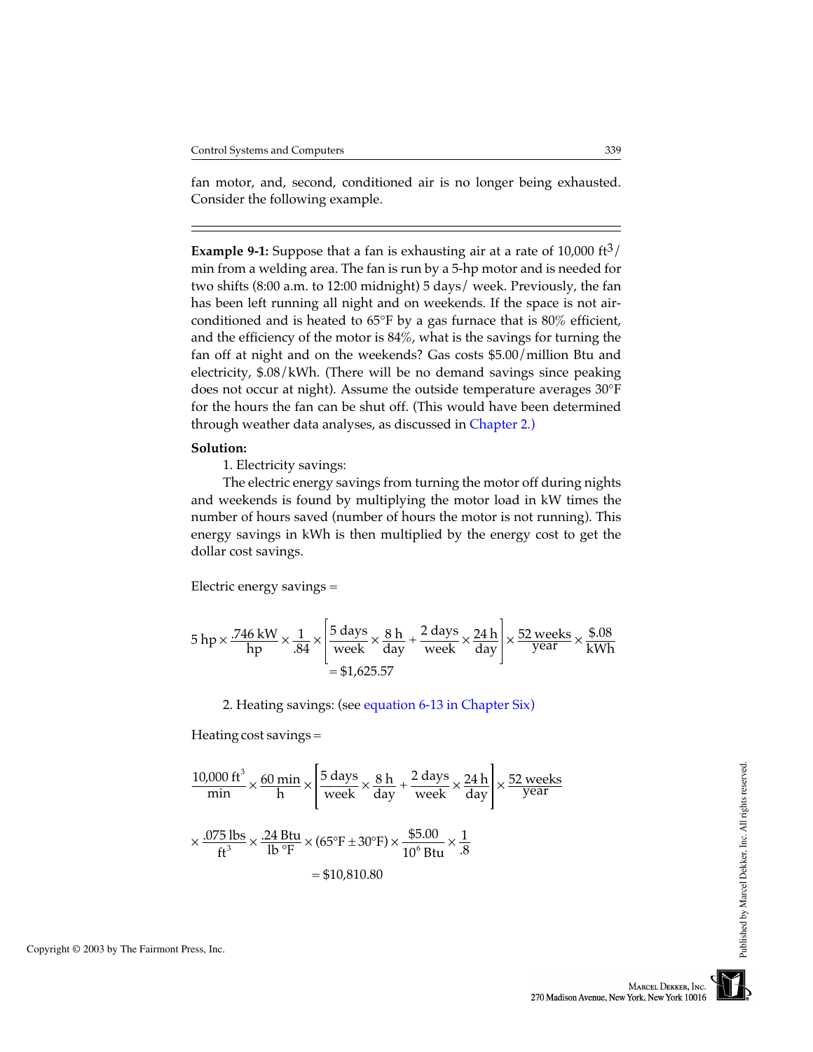fan motor, and, second, conditioned air is no longer being exhausted. Consider the following example.

---

**Example 9-1:** Suppose that a fan is exhausting air at a rate of 10,000 ft$^3$/ min from a welding area. The fan is run by a 5-hp motor and is needed for two shifts (8:00 a.m. to 12:00 midnight) 5 days/ week. Previously, the fan has been left running all night and on weekends. If the space is not air-conditioned and is heated to 65°F by a gas furnace that is 80% efficient, and the efficiency of the motor is 84%, what is the savings for turning the fan off at night and on the weekends? Gas costs $5.00/million Btu and electricity, $.08/kWh. (There will be no demand savings since peaking does not occur at night). Assume the outside temperature averages 30°F for the hours the fan can be shut off. (This would have been determined through weather data analyses, as discussed in Chapter 2.)

**Solution:**

1. Electricity savings:

The electric energy savings from turning the motor off during nights and weekends is found by multiplying the motor load in kW times the number of hours saved (number of hours the motor is not running). This energy savings in kWh is then multiplied by the energy cost to get the dollar cost savings.

Electric energy savings =

$$5\text{ hp} \times \frac{.746\text{ kW}}{\text{hp}} \times \frac{1}{.84} \times \left[\frac{5\text{ days}}{\text{week}} \times \frac{8\text{ h}}{\text{day}} + \frac{2\text{ days}}{\text{week}} \times \frac{24\text{ h}}{\text{day}}\right] \times \frac{52\text{ weeks}}{\text{year}} \times \frac{\$.08}{\text{kWh}}$$

$$= \$1{,}625.57$$

2. Heating savings: (see equation 6-13 in Chapter Six)

Heating cost savings =

$$\frac{10{,}000\text{ ft}^3}{\text{min}} \times \frac{60\text{ min}}{\text{h}} \times \left[\frac{5\text{ days}}{\text{week}} \times \frac{8\text{ h}}{\text{day}} + \frac{2\text{ days}}{\text{week}} \times \frac{24\text{ h}}{\text{day}}\right] \times \frac{52\text{ weeks}}{\text{year}}$$

$$\times \frac{.075\text{ lbs}}{\text{ft}^3} \times \frac{.24\text{ Btu}}{\text{lb °F}} \times (65°\text{F} \pm 30°\text{F}) \times \frac{\$5.00}{10^6\text{ Btu}} \times \frac{1}{.8}$$

$$= \$10{,}810.80$$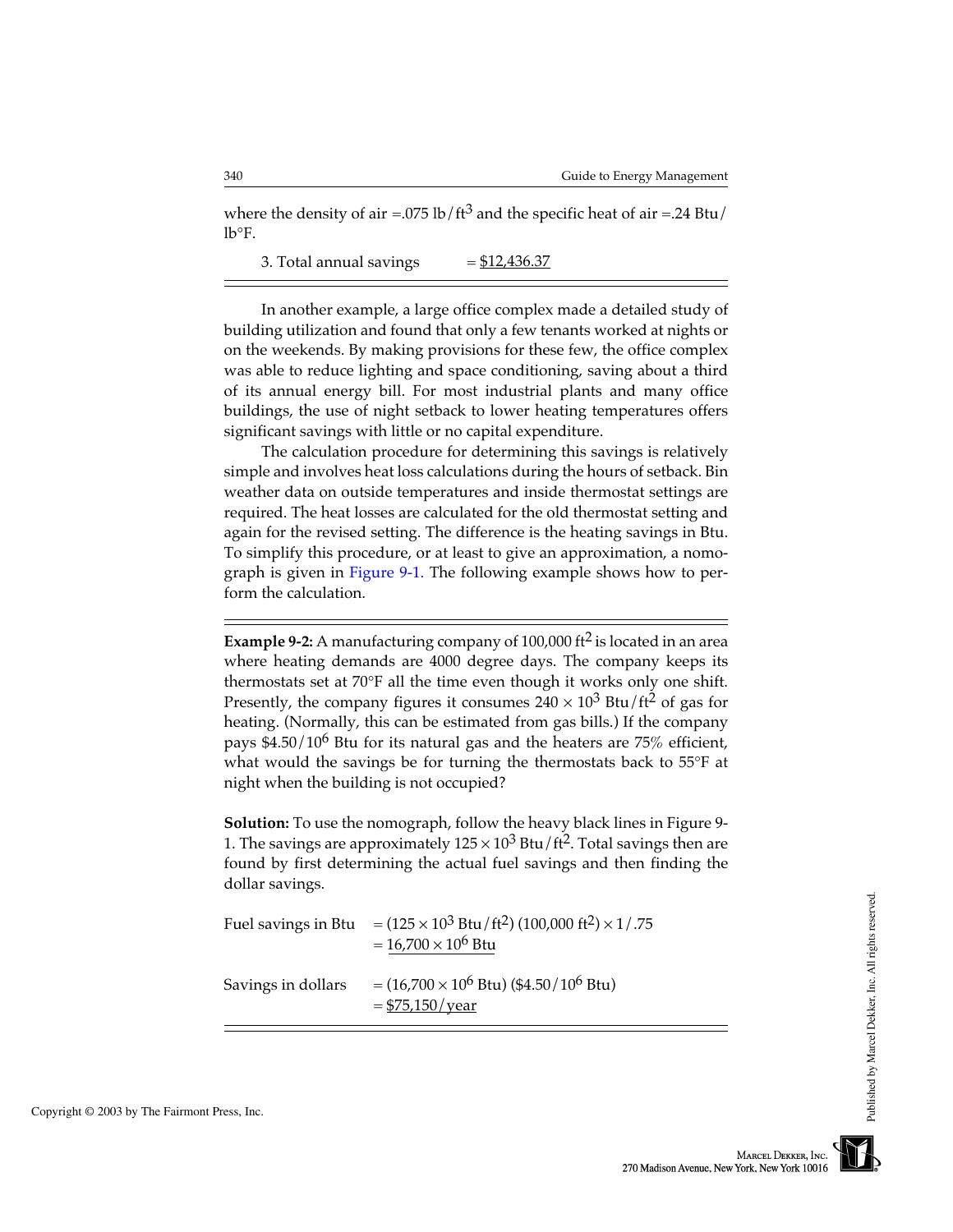where the density of air =.075 lb/ft$^3$ and the specific heat of air =.24 Btu/lb°F.

3. Total annual savings = $\underline{\$12{,}436.37}$

---

In another example, a large office complex made a detailed study of building utilization and found that only a few tenants worked at nights or on the weekends. By making provisions for these few, the office complex was able to reduce lighting and space conditioning, saving about a third of its annual energy bill. For most industrial plants and many office buildings, the use of night setback to lower heating temperatures offers significant savings with little or no capital expenditure.

The calculation procedure for determining this savings is relatively simple and involves heat loss calculations during the hours of setback. Bin weather data on outside temperatures and inside thermostat settings are required. The heat losses are calculated for the old thermostat setting and again for the revised setting. The difference is the heating savings in Btu. To simplify this procedure, or at least to give an approximation, a nomograph is given in Figure 9-1. The following example shows how to perform the calculation.

---

**Example 9-2:** A manufacturing company of 100,000 ft$^2$ is located in an area where heating demands are 4000 degree days. The company keeps its thermostats set at 70°F all the time even though it works only one shift. Presently, the company figures it consumes $240 \times 10^3$ Btu/ft$^2$ of gas for heating. (Normally, this can be estimated from gas bills.) If the company pays \$4.50/10$^6$ Btu for its natural gas and the heaters are 75% efficient, what would the savings be for turning the thermostats back to 55°F at night when the building is not occupied?

**Solution:** To use the nomograph, follow the heavy black lines in Figure 9-1. The savings are approximately $125 \times 10^3$ Btu/ft$^2$. Total savings then are found by first determining the actual fuel savings and then finding the dollar savings.

Fuel savings in Btu $= (125 \times 10^3 \text{ Btu/ft}^2)(100{,}000 \text{ ft}^2) \times 1/.75$
$= \underline{16{,}700 \times 10^6 \text{ Btu}}$

Savings in dollars $= (16{,}700 \times 10^6 \text{ Btu})(\$4.50/10^6 \text{ Btu})$
$= \underline{\$75{,}150/\text{year}}$

---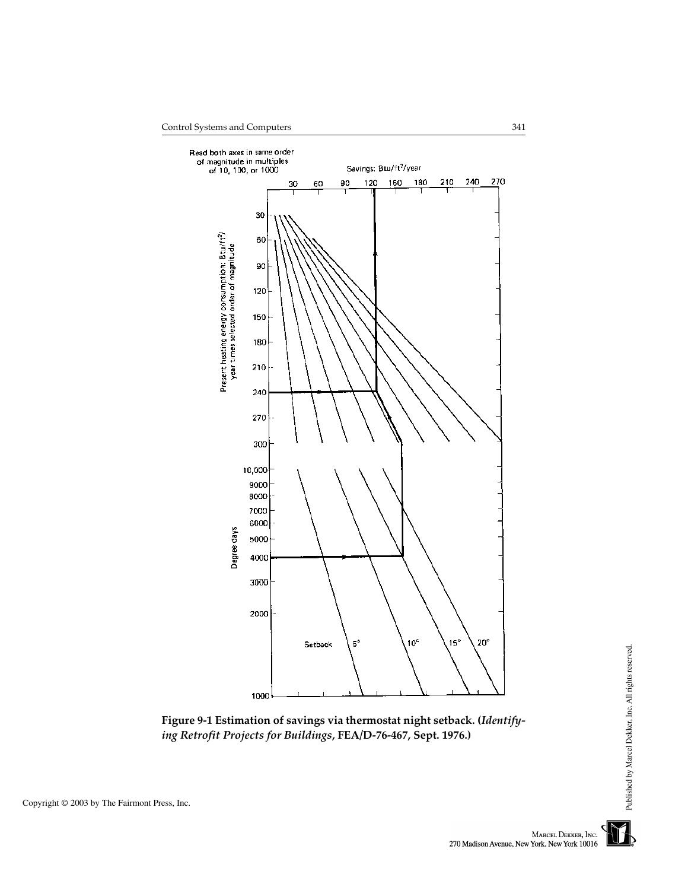Read both axes in same order of magnitude in multiples of 10, 100, or 1000

Savings: Btu/ft$^2$/year

30 60 90 120 150 180 210 240 270

Present heating energy consumption: Btu/ft$^2$/year times selected order of magnitude

30 60 90 120 150 180 210 240 270 300

Degree days

10,000 9000 8000 7000 6000 5000 4000 3000 2000 1000

Setback 5° 10° 15° 20°

**Figure 9-1 Estimation of savings via thermostat night setback. (*Identifying Retrofit Projects for Buildings*, FEA/D-76-467, Sept. 1976.)**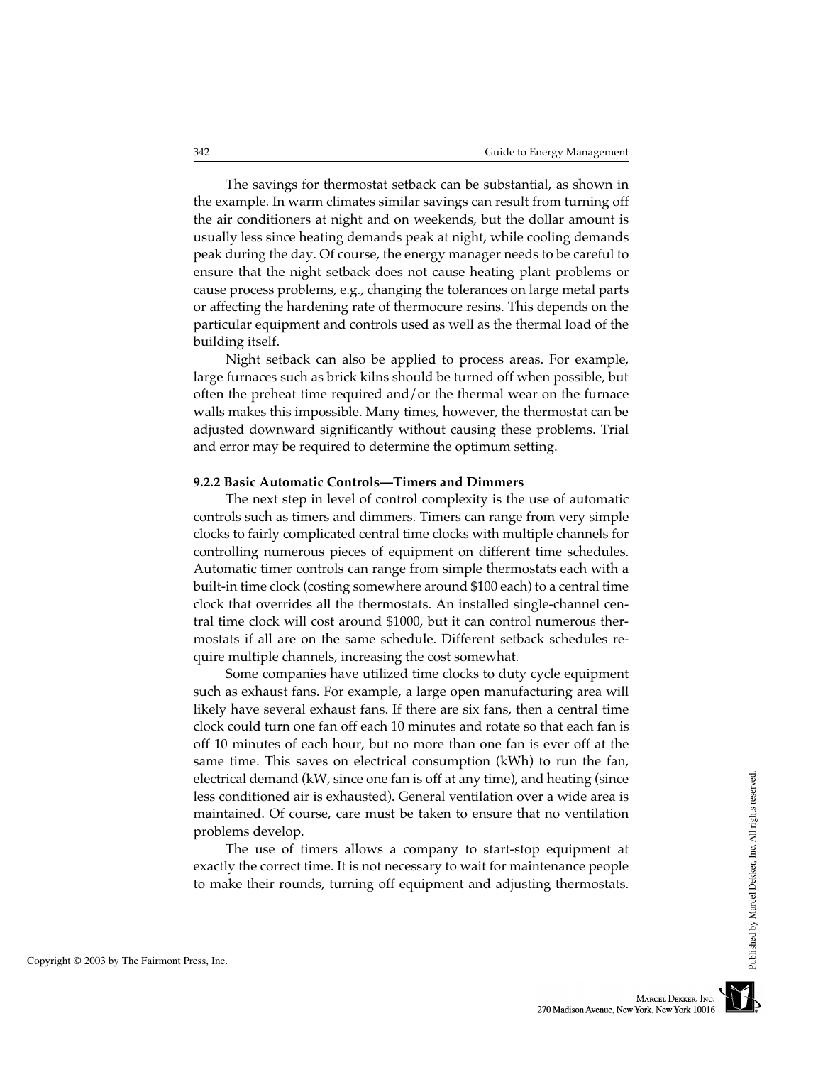The savings for thermostat setback can be substantial, as shown in the example. In warm climates similar savings can result from turning off the air conditioners at night and on weekends, but the dollar amount is usually less since heating demands peak at night, while cooling demands peak during the day. Of course, the energy manager needs to be careful to ensure that the night setback does not cause heating plant problems or cause process problems, e.g., changing the tolerances on large metal parts or affecting the hardening rate of thermocure resins. This depends on the particular equipment and controls used as well as the thermal load of the building itself.

Night setback can also be applied to process areas. For example, large furnaces such as brick kilns should be turned off when possible, but often the preheat time required and/or the thermal wear on the furnace walls makes this impossible. Many times, however, the thermostat can be adjusted downward significantly without causing these problems. Trial and error may be required to determine the optimum setting.

### 9.2.2 Basic Automatic Controls—Timers and Dimmers

The next step in level of control complexity is the use of automatic controls such as timers and dimmers. Timers can range from very simple clocks to fairly complicated central time clocks with multiple channels for controlling numerous pieces of equipment on different time schedules. Automatic timer controls can range from simple thermostats each with a built-in time clock (costing somewhere around $100 each) to a central time clock that overrides all the thermostats. An installed single-channel central time clock will cost around $1000, but it can control numerous thermostats if all are on the same schedule. Different setback schedules require multiple channels, increasing the cost somewhat.

Some companies have utilized time clocks to duty cycle equipment such as exhaust fans. For example, a large open manufacturing area will likely have several exhaust fans. If there are six fans, then a central time clock could turn one fan off each 10 minutes and rotate so that each fan is off 10 minutes of each hour, but no more than one fan is ever off at the same time. This saves on electrical consumption (kWh) to run the fan, electrical demand (kW, since one fan is off at any time), and heating (since less conditioned air is exhausted). General ventilation over a wide area is maintained. Of course, care must be taken to ensure that no ventilation problems develop.

The use of timers allows a company to start-stop equipment at exactly the correct time. It is not necessary to wait for maintenance people to make their rounds, turning off equipment and adjusting thermostats.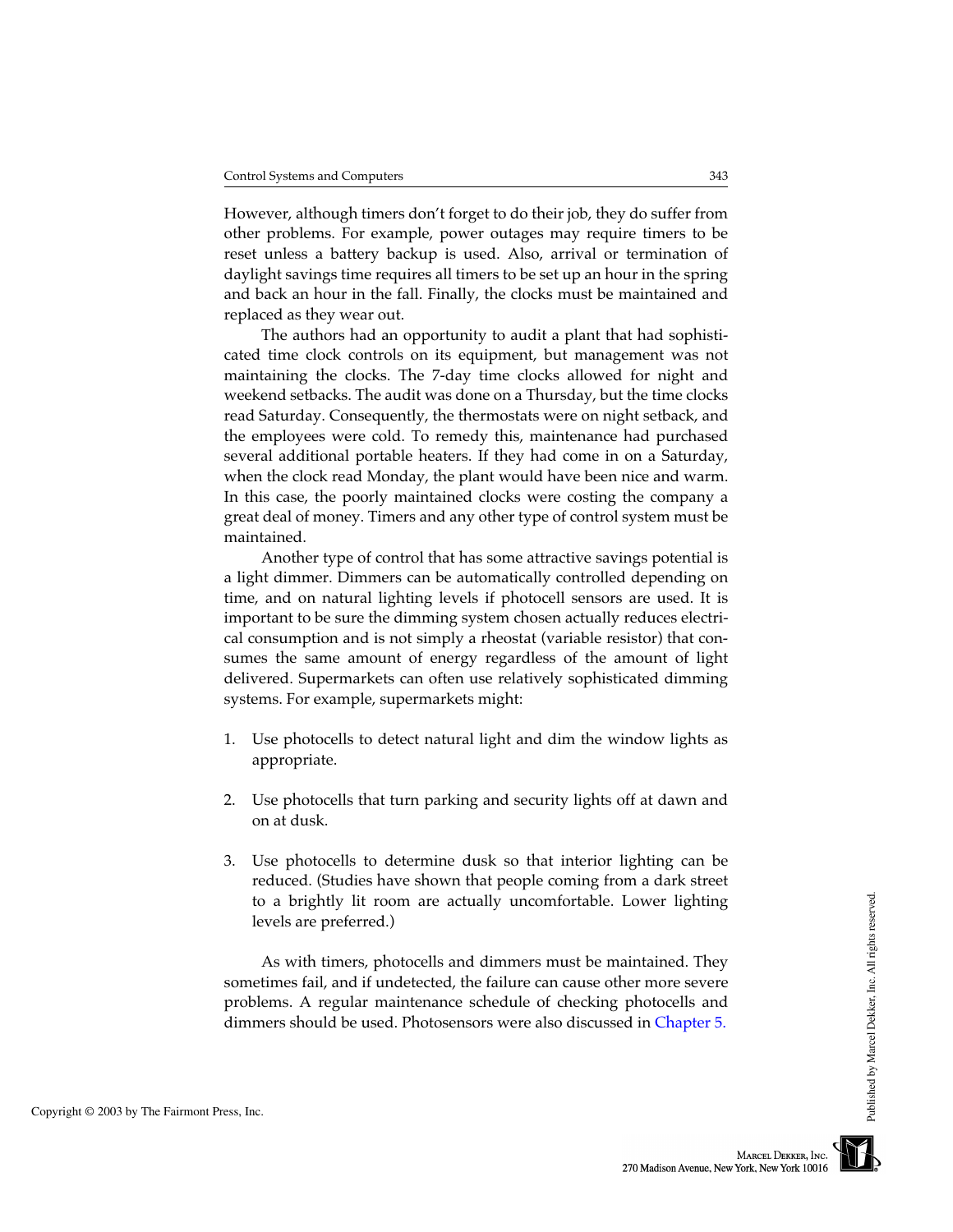However, although timers don't forget to do their job, they do suffer from other problems. For example, power outages may require timers to be reset unless a battery backup is used. Also, arrival or termination of daylight savings time requires all timers to be set up an hour in the spring and back an hour in the fall. Finally, the clocks must be maintained and replaced as they wear out.

The authors had an opportunity to audit a plant that had sophisticated time clock controls on its equipment, but management was not maintaining the clocks. The 7-day time clocks allowed for night and weekend setbacks. The audit was done on a Thursday, but the time clocks read Saturday. Consequently, the thermostats were on night setback, and the employees were cold. To remedy this, maintenance had purchased several additional portable heaters. If they had come in on a Saturday, when the clock read Monday, the plant would have been nice and warm. In this case, the poorly maintained clocks were costing the company a great deal of money. Timers and any other type of control system must be maintained.

Another type of control that has some attractive savings potential is a light dimmer. Dimmers can be automatically controlled depending on time, and on natural lighting levels if photocell sensors are used. It is important to be sure the dimming system chosen actually reduces electrical consumption and is not simply a rheostat (variable resistor) that consumes the same amount of energy regardless of the amount of light delivered. Supermarkets can often use relatively sophisticated dimming systems. For example, supermarkets might:

1. Use photocells to detect natural light and dim the window lights as appropriate.
2. Use photocells that turn parking and security lights off at dawn and on at dusk.
3. Use photocells to determine dusk so that interior lighting can be reduced. (Studies have shown that people coming from a dark street to a brightly lit room are actually uncomfortable. Lower lighting levels are preferred.)

As with timers, photocells and dimmers must be maintained. They sometimes fail, and if undetected, the failure can cause other more severe problems. A regular maintenance schedule of checking photocells and dimmers should be used. Photosensors were also discussed in Chapter 5.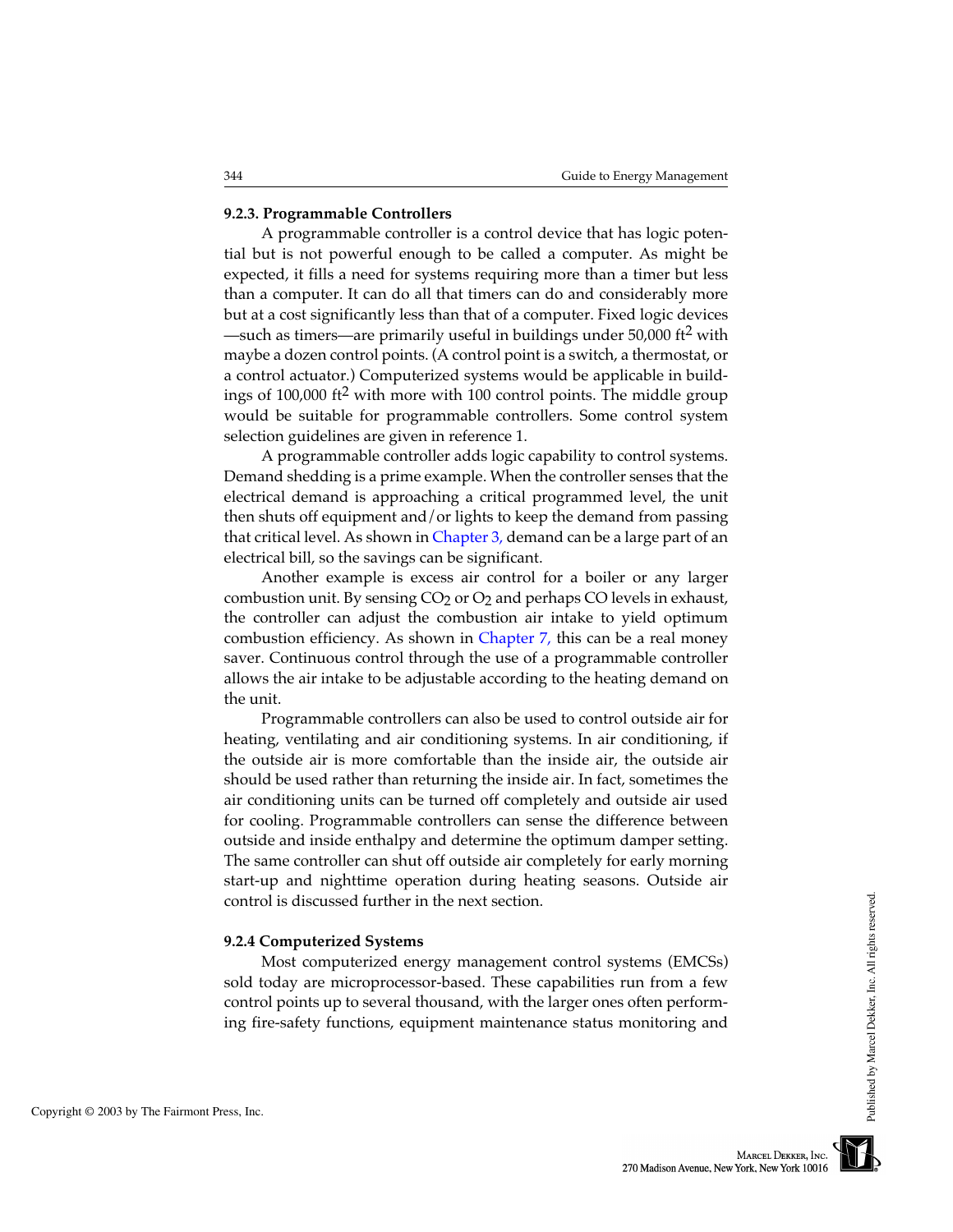### 9.2.3. Programmable Controllers

A programmable controller is a control device that has logic potential but is not powerful enough to be called a computer. As might be expected, it fills a need for systems requiring more than a timer but less than a computer. It can do all that timers can do and considerably more but at a cost significantly less than that of a computer. Fixed logic devices —such as timers—are primarily useful in buildings under 50,000 $ft^2$ with maybe a dozen control points. (A control point is a switch, a thermostat, or a control actuator.) Computerized systems would be applicable in buildings of 100,000 $ft^2$ with more with 100 control points. The middle group would be suitable for programmable controllers. Some control system selection guidelines are given in reference 1.

A programmable controller adds logic capability to control systems. Demand shedding is a prime example. When the controller senses that the electrical demand is approaching a critical programmed level, the unit then shuts off equipment and/or lights to keep the demand from passing that critical level. As shown in Chapter 3, demand can be a large part of an electrical bill, so the savings can be significant.

Another example is excess air control for a boiler or any larger combustion unit. By sensing $CO_2$ or $O_2$ and perhaps CO levels in exhaust, the controller can adjust the combustion air intake to yield optimum combustion efficiency. As shown in Chapter 7, this can be a real money saver. Continuous control through the use of a programmable controller allows the air intake to be adjustable according to the heating demand on the unit.

Programmable controllers can also be used to control outside air for heating, ventilating and air conditioning systems. In air conditioning, if the outside air is more comfortable than the inside air, the outside air should be used rather than returning the inside air. In fact, sometimes the air conditioning units can be turned off completely and outside air used for cooling. Programmable controllers can sense the difference between outside and inside enthalpy and determine the optimum damper setting. The same controller can shut off outside air completely for early morning start-up and nighttime operation during heating seasons. Outside air control is discussed further in the next section.

### 9.2.4 Computerized Systems

Most computerized energy management control systems (EMCSs) sold today are microprocessor-based. These capabilities run from a few control points up to several thousand, with the larger ones often performing fire-safety functions, equipment maintenance status monitoring and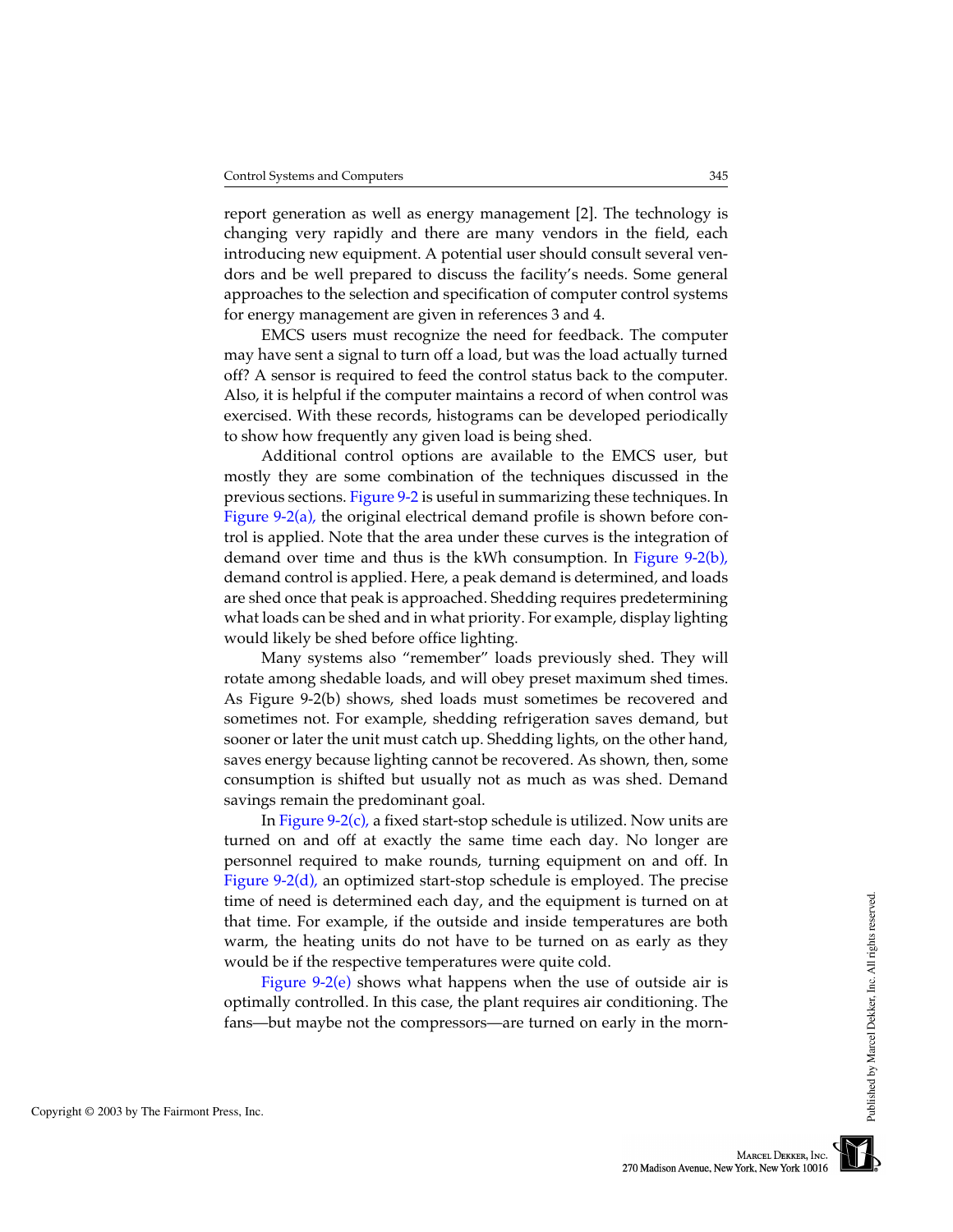report generation as well as energy management [2]. The technology is changing very rapidly and there are many vendors in the field, each introducing new equipment. A potential user should consult several vendors and be well prepared to discuss the facility's needs. Some general approaches to the selection and specification of computer control systems for energy management are given in references 3 and 4.

EMCS users must recognize the need for feedback. The computer may have sent a signal to turn off a load, but was the load actually turned off? A sensor is required to feed the control status back to the computer. Also, it is helpful if the computer maintains a record of when control was exercised. With these records, histograms can be developed periodically to show how frequently any given load is being shed.

Additional control options are available to the EMCS user, but mostly they are some combination of the techniques discussed in the previous sections. Figure 9-2 is useful in summarizing these techniques. In Figure 9-2(a), the original electrical demand profile is shown before control is applied. Note that the area under these curves is the integration of demand over time and thus is the kWh consumption. In Figure 9-2(b), demand control is applied. Here, a peak demand is determined, and loads are shed once that peak is approached. Shedding requires predetermining what loads can be shed and in what priority. For example, display lighting would likely be shed before office lighting.

Many systems also "remember" loads previously shed. They will rotate among shedable loads, and will obey preset maximum shed times. As Figure 9-2(b) shows, shed loads must sometimes be recovered and sometimes not. For example, shedding refrigeration saves demand, but sooner or later the unit must catch up. Shedding lights, on the other hand, saves energy because lighting cannot be recovered. As shown, then, some consumption is shifted but usually not as much as was shed. Demand savings remain the predominant goal.

In Figure 9-2(c), a fixed start-stop schedule is utilized. Now units are turned on and off at exactly the same time each day. No longer are personnel required to make rounds, turning equipment on and off. In Figure 9-2(d), an optimized start-stop schedule is employed. The precise time of need is determined each day, and the equipment is turned on at that time. For example, if the outside and inside temperatures are both warm, the heating units do not have to be turned on as early as they would be if the respective temperatures were quite cold.

Figure 9-2(e) shows what happens when the use of outside air is optimally controlled. In this case, the plant requires air conditioning. The fans—but maybe not the compressors—are turned on early in the morn-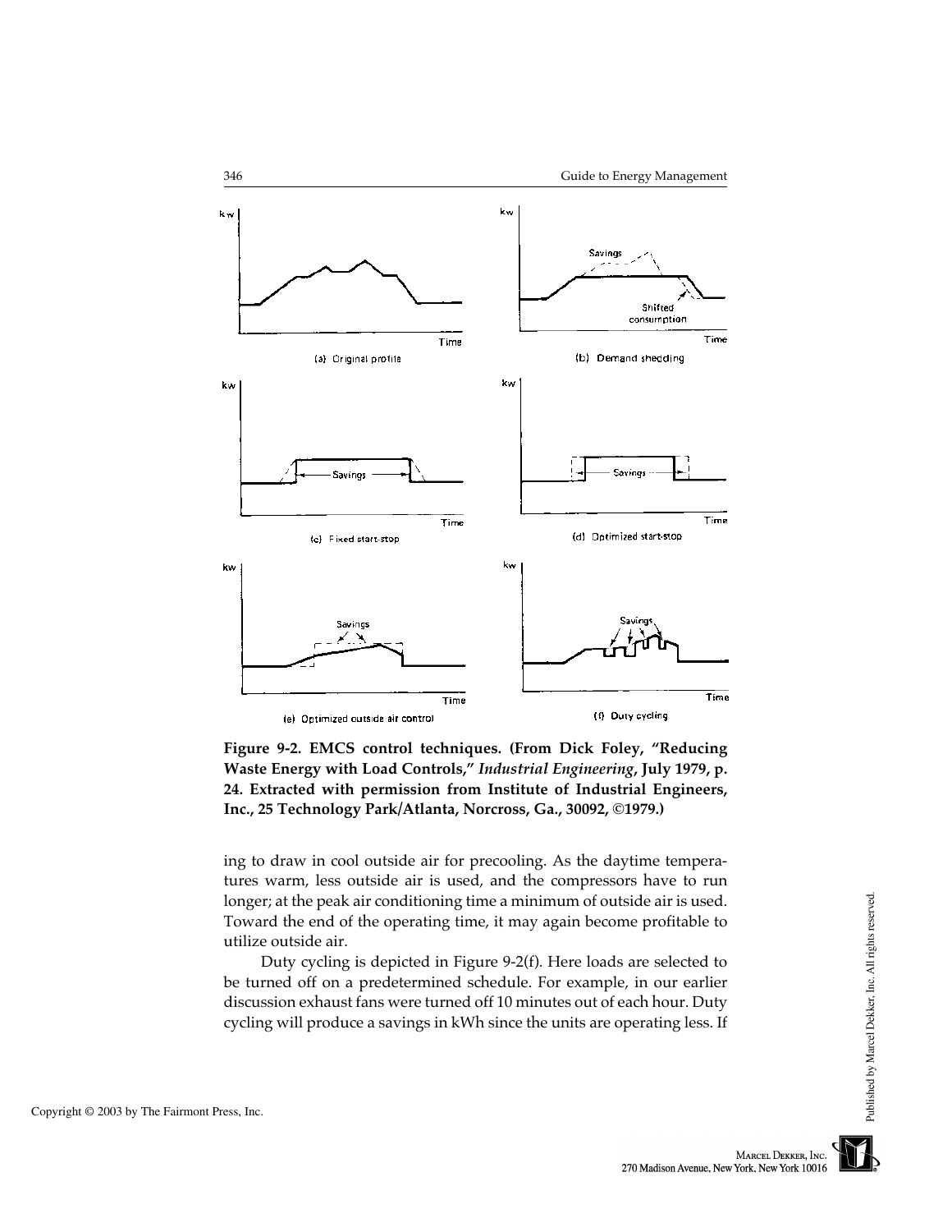Figure 9-2. EMCS control techniques. (From Dick Foley, "Reducing Waste Energy with Load Controls," *Industrial Engineering*, July 1979, p. 24. Extracted with permission from Institute of Industrial Engineers, Inc., 25 Technology Park/Atlanta, Norcross, Ga., 30092, ©1979.)

ing to draw in cool outside air for precooling. As the daytime temperatures warm, less outside air is used, and the compressors have to run longer; at the peak air conditioning time a minimum of outside air is used. Toward the end of the operating time, it may again become profitable to utilize outside air.

Duty cycling is depicted in Figure 9-2(f). Here loads are selected to be turned off on a predetermined schedule. For example, in our earlier discussion exhaust fans were turned off 10 minutes out of each hour. Duty cycling will produce a savings in kWh since the units are operating less. If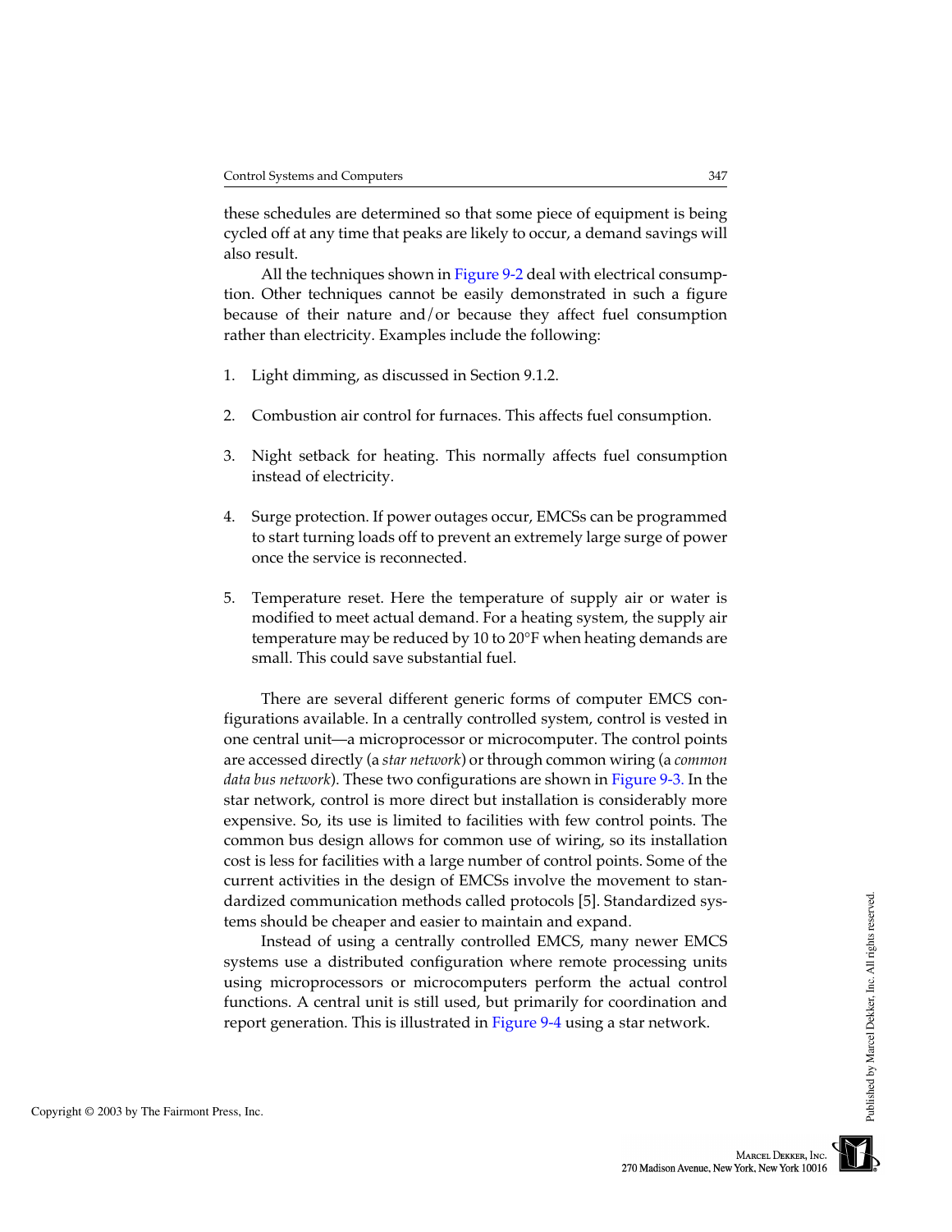these schedules are determined so that some piece of equipment is being cycled off at any time that peaks are likely to occur, a demand savings will also result.

All the techniques shown in Figure 9-2 deal with electrical consumption. Other techniques cannot be easily demonstrated in such a figure because of their nature and/or because they affect fuel consumption rather than electricity. Examples include the following:

1. Light dimming, as discussed in Section 9.1.2.
2. Combustion air control for furnaces. This affects fuel consumption.
3. Night setback for heating. This normally affects fuel consumption instead of electricity.
4. Surge protection. If power outages occur, EMCSs can be programmed to start turning loads off to prevent an extremely large surge of power once the service is reconnected.
5. Temperature reset. Here the temperature of supply air or water is modified to meet actual demand. For a heating system, the supply air temperature may be reduced by 10 to 20°F when heating demands are small. This could save substantial fuel.

There are several different generic forms of computer EMCS configurations available. In a centrally controlled system, control is vested in one central unit—a microprocessor or microcomputer. The control points are accessed directly (a *star network*) or through common wiring (a *common data bus network*). These two configurations are shown in Figure 9-3. In the star network, control is more direct but installation is considerably more expensive. So, its use is limited to facilities with few control points. The common bus design allows for common use of wiring, so its installation cost is less for facilities with a large number of control points. Some of the current activities in the design of EMCSs involve the movement to standardized communication methods called protocols [5]. Standardized systems should be cheaper and easier to maintain and expand.

Instead of using a centrally controlled EMCS, many newer EMCS systems use a distributed configuration where remote processing units using microprocessors or microcomputers perform the actual control functions. A central unit is still used, but primarily for coordination and report generation. This is illustrated in Figure 9-4 using a star network.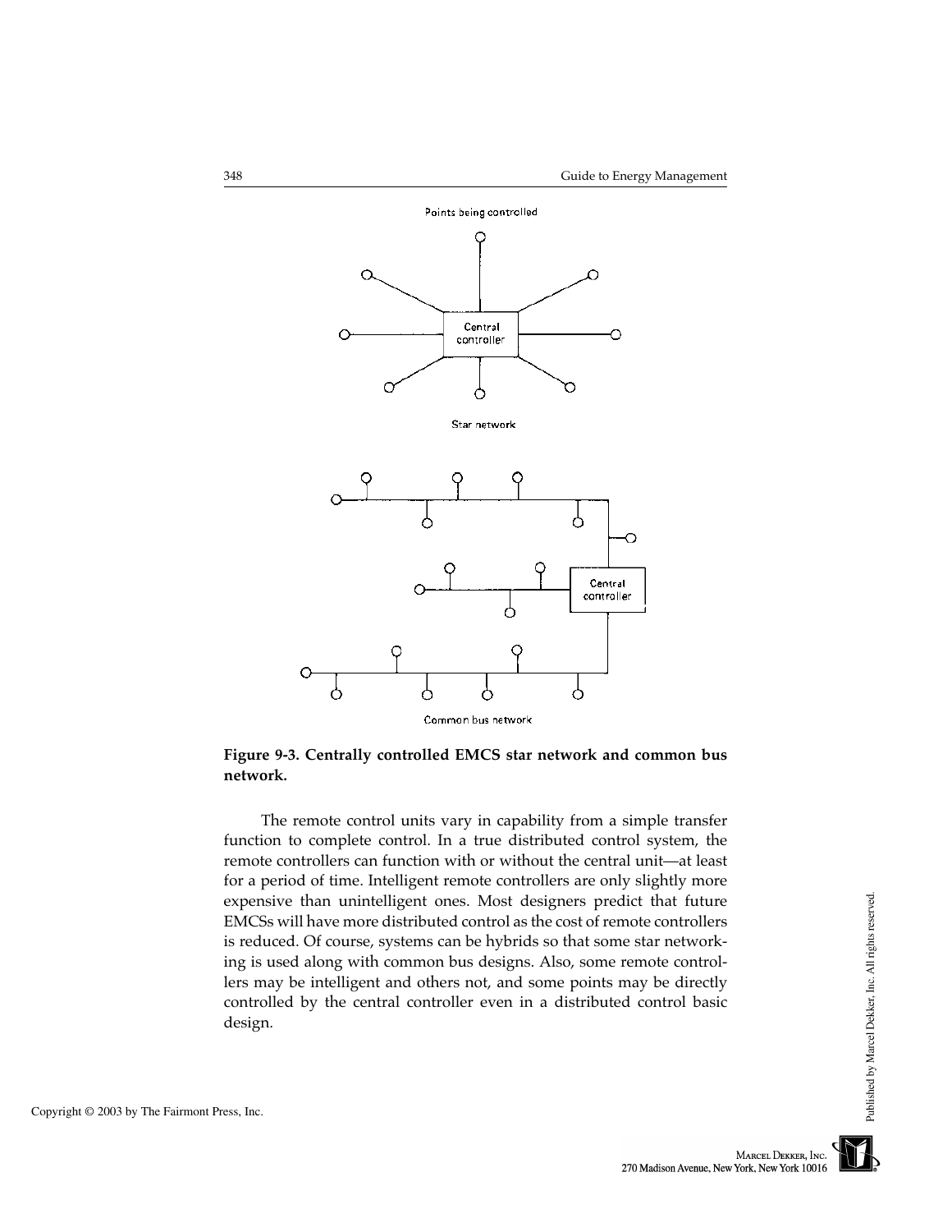Points being controlled

Central controller

Star network

Central controller

Common bus network

**Figure 9-3. Centrally controlled EMCS star network and common bus network.**

The remote control units vary in capability from a simple transfer function to complete control. In a true distributed control system, the remote controllers can function with or without the central unit—at least for a period of time. Intelligent remote controllers are only slightly more expensive than unintelligent ones. Most designers predict that future EMCSs will have more distributed control as the cost of remote controllers is reduced. Of course, systems can be hybrids so that some star networking is used along with common bus designs. Also, some remote controllers may be intelligent and others not, and some points may be directly controlled by the central controller even in a distributed control basic design.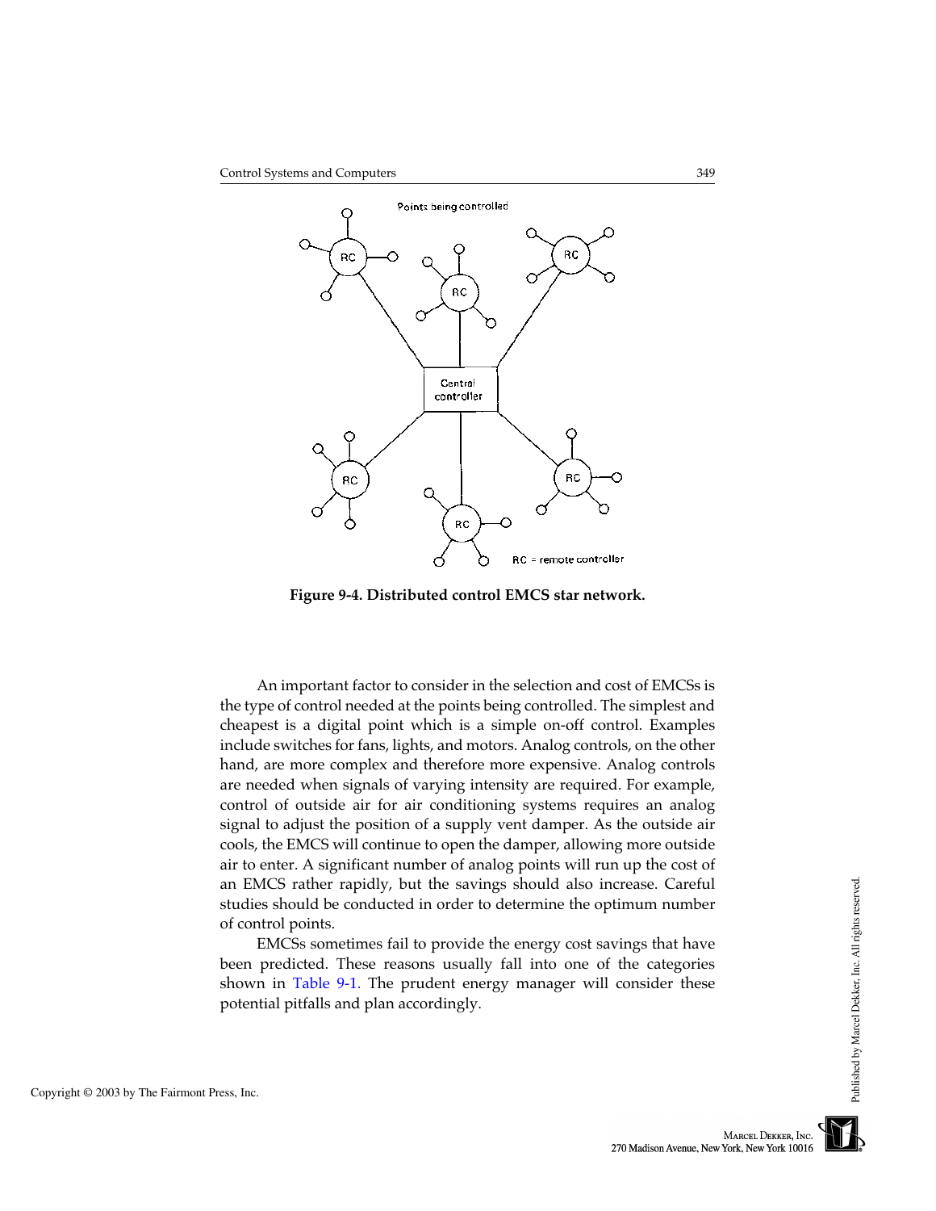Figure 9-4. Distributed control EMCS star network.

An important factor to consider in the selection and cost of EMCSs is the type of control needed at the points being controlled. The simplest and cheapest is a digital point which is a simple on-off control. Examples include switches for fans, lights, and motors. Analog controls, on the other hand, are more complex and therefore more expensive. Analog controls are needed when signals of varying intensity are required. For example, control of outside air for air conditioning systems requires an analog signal to adjust the position of a supply vent damper. As the outside air cools, the EMCS will continue to open the damper, allowing more outside air to enter. A significant number of analog points will run up the cost of an EMCS rather rapidly, but the savings should also increase. Careful studies should be conducted in order to determine the optimum number of control points.

EMCSs sometimes fail to provide the energy cost savings that have been predicted. These reasons usually fall into one of the categories shown in Table 9-1. The prudent energy manager will consider these potential pitfalls and plan accordingly.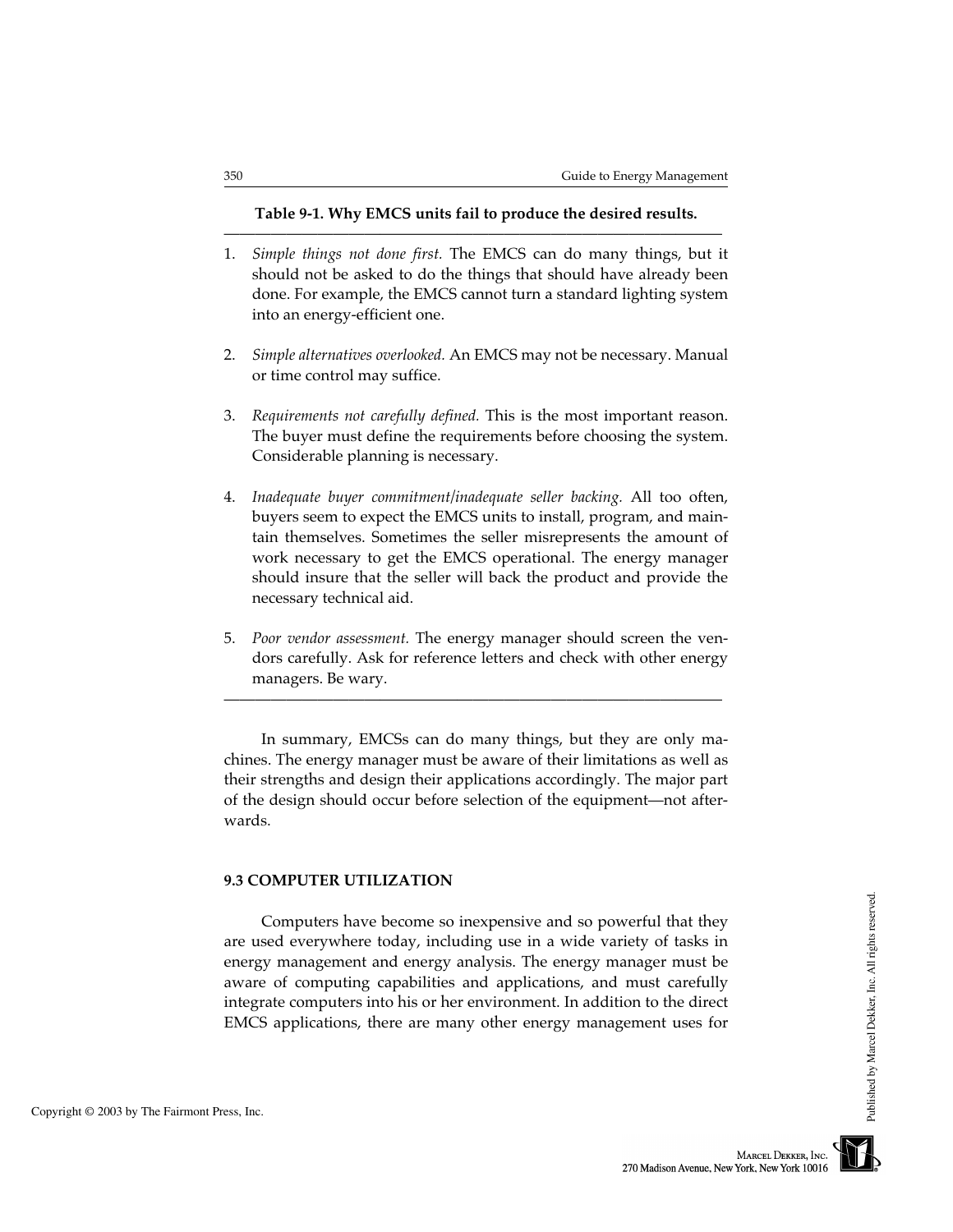**Table 9-1. Why EMCS units fail to produce the desired results.**

1. *Simple things not done first.* The EMCS can do many things, but it should not be asked to do the things that should have already been done. For example, the EMCS cannot turn a standard lighting system into an energy-efficient one.

2. *Simple alternatives overlooked.* An EMCS may not be necessary. Manual or time control may suffice.

3. *Requirements not carefully defined.* This is the most important reason. The buyer must define the requirements before choosing the system. Considerable planning is necessary.

4. *Inadequate buyer commitment/inadequate seller backing.* All too often, buyers seem to expect the EMCS units to install, program, and maintain themselves. Sometimes the seller misrepresents the amount of work necessary to get the EMCS operational. The energy manager should insure that the seller will back the product and provide the necessary technical aid.

5. *Poor vendor assessment.* The energy manager should screen the vendors carefully. Ask for reference letters and check with other energy managers. Be wary.

In summary, EMCSs can do many things, but they are only machines. The energy manager must be aware of their limitations as well as their strengths and design their applications accordingly. The major part of the design should occur before selection of the equipment—not afterwards.

## 9.3 COMPUTER UTILIZATION

Computers have become so inexpensive and so powerful that they are used everywhere today, including use in a wide variety of tasks in energy management and energy analysis. The energy manager must be aware of computing capabilities and applications, and must carefully integrate computers into his or her environment. In addition to the direct EMCS applications, there are many other energy management uses for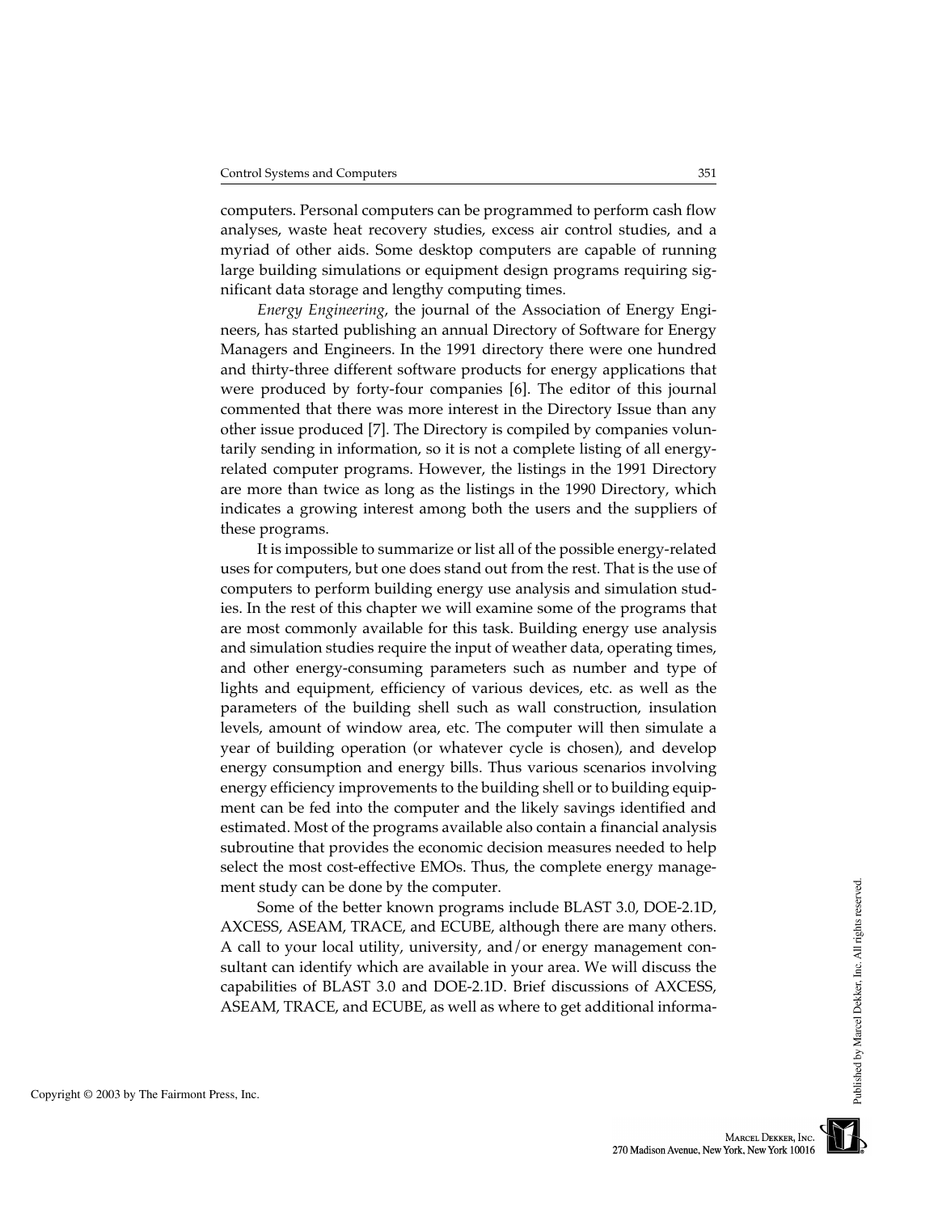computers. Personal computers can be programmed to perform cash flow analyses, waste heat recovery studies, excess air control studies, and a myriad of other aids. Some desktop computers are capable of running large building simulations or equipment design programs requiring significant data storage and lengthy computing times.

*Energy Engineering*, the journal of the Association of Energy Engineers, has started publishing an annual Directory of Software for Energy Managers and Engineers. In the 1991 directory there were one hundred and thirty-three different software products for energy applications that were produced by forty-four companies [6]. The editor of this journal commented that there was more interest in the Directory Issue than any other issue produced [7]. The Directory is compiled by companies voluntarily sending in information, so it is not a complete listing of all energy-related computer programs. However, the listings in the 1991 Directory are more than twice as long as the listings in the 1990 Directory, which indicates a growing interest among both the users and the suppliers of these programs.

It is impossible to summarize or list all of the possible energy-related uses for computers, but one does stand out from the rest. That is the use of computers to perform building energy use analysis and simulation studies. In the rest of this chapter we will examine some of the programs that are most commonly available for this task. Building energy use analysis and simulation studies require the input of weather data, operating times, and other energy-consuming parameters such as number and type of lights and equipment, efficiency of various devices, etc. as well as the parameters of the building shell such as wall construction, insulation levels, amount of window area, etc. The computer will then simulate a year of building operation (or whatever cycle is chosen), and develop energy consumption and energy bills. Thus various scenarios involving energy efficiency improvements to the building shell or to building equipment can be fed into the computer and the likely savings identified and estimated. Most of the programs available also contain a financial analysis subroutine that provides the economic decision measures needed to help select the most cost-effective EMOs. Thus, the complete energy management study can be done by the computer.

Some of the better known programs include BLAST 3.0, DOE-2.1D, AXCESS, ASEAM, TRACE, and ECUBE, although there are many others. A call to your local utility, university, and/or energy management consultant can identify which are available in your area. We will discuss the capabilities of BLAST 3.0 and DOE-2.1D. Brief discussions of AXCESS, ASEAM, TRACE, and ECUBE, as well as where to get additional informa-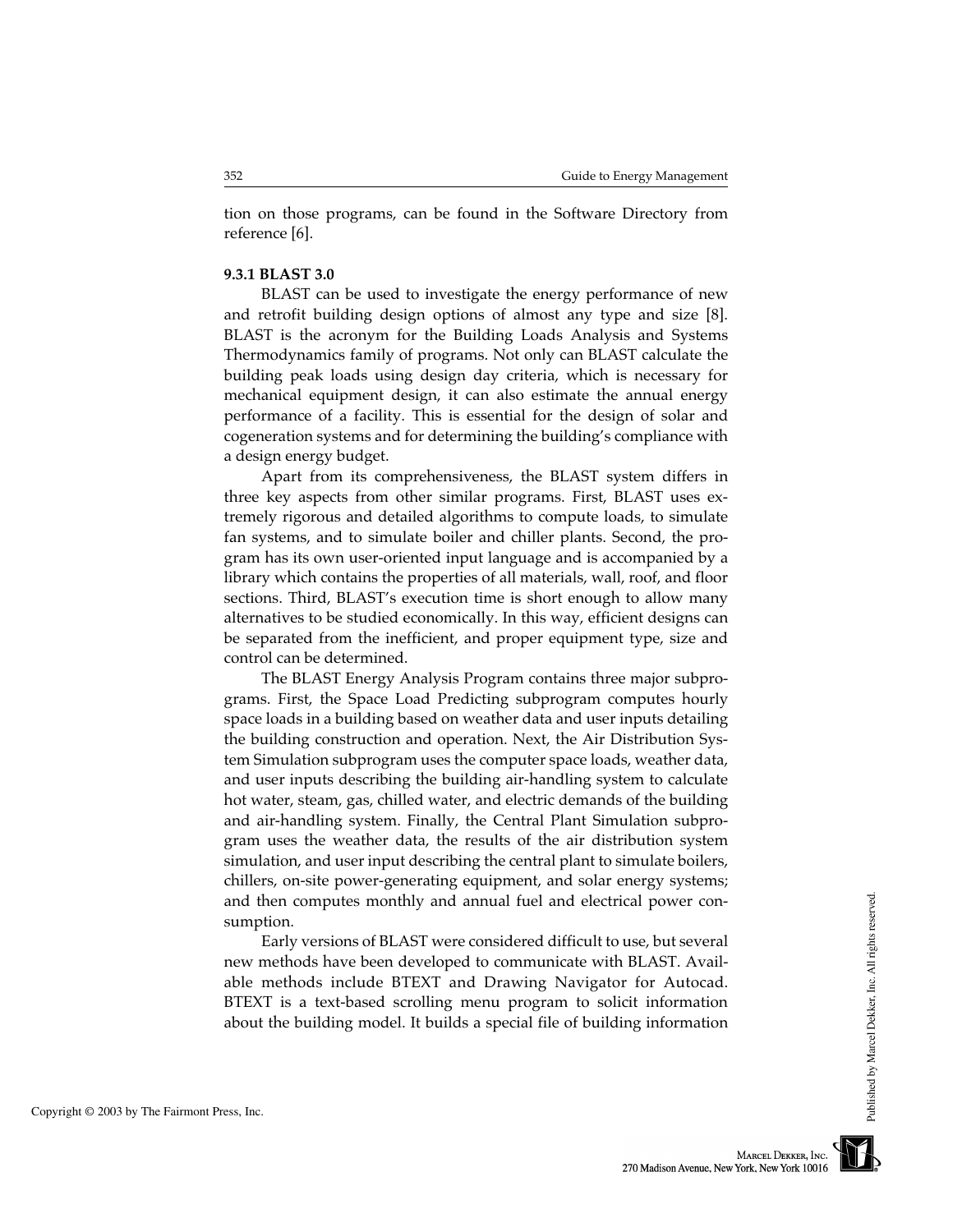tion on those programs, can be found in the Software Directory from reference [6].

### 9.3.1 BLAST 3.0

BLAST can be used to investigate the energy performance of new and retrofit building design options of almost any type and size [8]. BLAST is the acronym for the Building Loads Analysis and Systems Thermodynamics family of programs. Not only can BLAST calculate the building peak loads using design day criteria, which is necessary for mechanical equipment design, it can also estimate the annual energy performance of a facility. This is essential for the design of solar and cogeneration systems and for determining the building's compliance with a design energy budget.

Apart from its comprehensiveness, the BLAST system differs in three key aspects from other similar programs. First, BLAST uses extremely rigorous and detailed algorithms to compute loads, to simulate fan systems, and to simulate boiler and chiller plants. Second, the program has its own user-oriented input language and is accompanied by a library which contains the properties of all materials, wall, roof, and floor sections. Third, BLAST's execution time is short enough to allow many alternatives to be studied economically. In this way, efficient designs can be separated from the inefficient, and proper equipment type, size and control can be determined.

The BLAST Energy Analysis Program contains three major subprograms. First, the Space Load Predicting subprogram computes hourly space loads in a building based on weather data and user inputs detailing the building construction and operation. Next, the Air Distribution System Simulation subprogram uses the computer space loads, weather data, and user inputs describing the building air-handling system to calculate hot water, steam, gas, chilled water, and electric demands of the building and air-handling system. Finally, the Central Plant Simulation subprogram uses the weather data, the results of the air distribution system simulation, and user input describing the central plant to simulate boilers, chillers, on-site power-generating equipment, and solar energy systems; and then computes monthly and annual fuel and electrical power consumption.

Early versions of BLAST were considered difficult to use, but several new methods have been developed to communicate with BLAST. Available methods include BTEXT and Drawing Navigator for Autocad. BTEXT is a text-based scrolling menu program to solicit information about the building model. It builds a special file of building information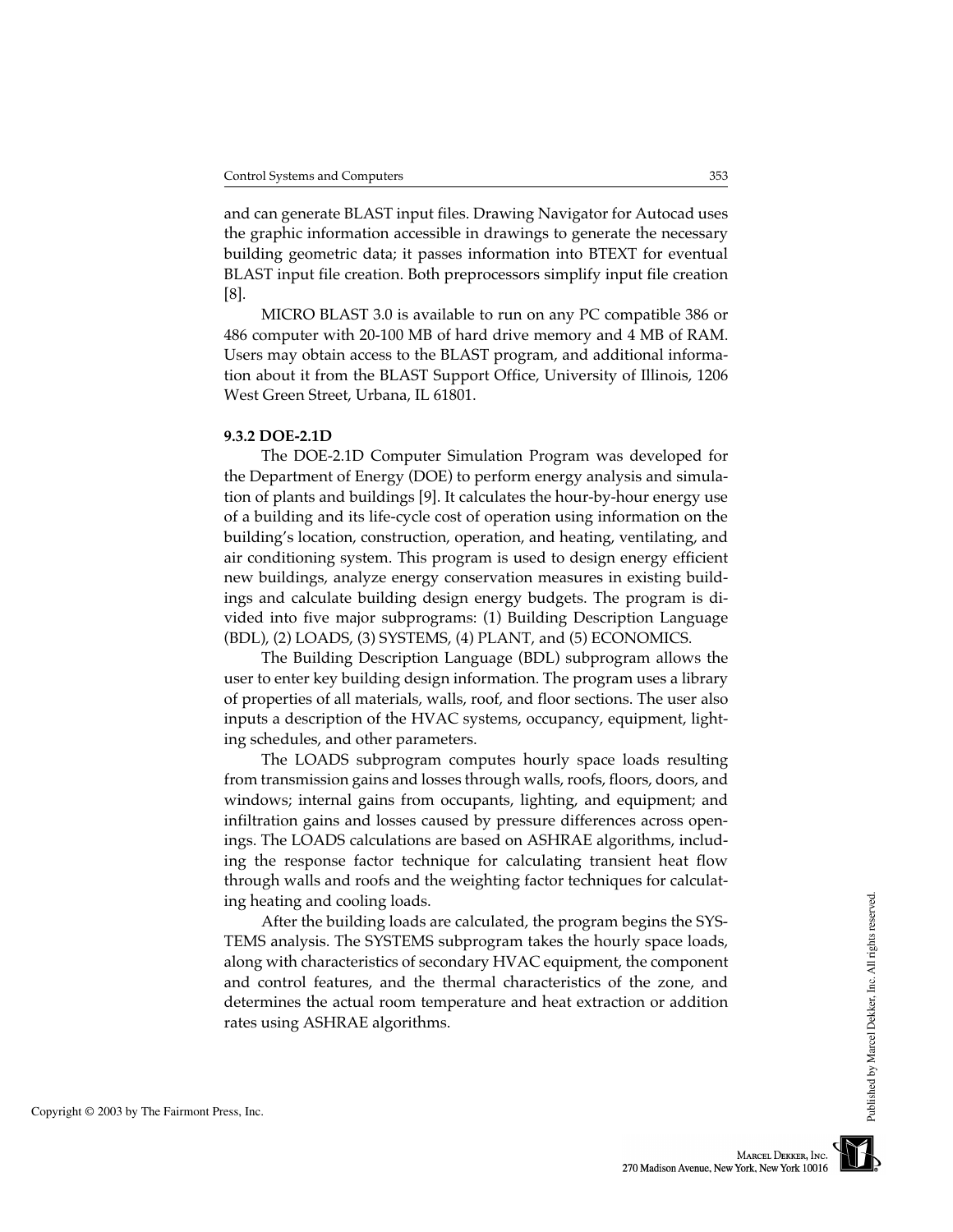and can generate BLAST input files. Drawing Navigator for Autocad uses the graphic information accessible in drawings to generate the necessary building geometric data; it passes information into BTEXT for eventual BLAST input file creation. Both preprocessors simplify input file creation [8].

MICRO BLAST 3.0 is available to run on any PC compatible 386 or 486 computer with 20-100 MB of hard drive memory and 4 MB of RAM. Users may obtain access to the BLAST program, and additional information about it from the BLAST Support Office, University of Illinois, 1206 West Green Street, Urbana, IL 61801.

### 9.3.2 DOE-2.1D

The DOE-2.1D Computer Simulation Program was developed for the Department of Energy (DOE) to perform energy analysis and simulation of plants and buildings [9]. It calculates the hour-by-hour energy use of a building and its life-cycle cost of operation using information on the building's location, construction, operation, and heating, ventilating, and air conditioning system. This program is used to design energy efficient new buildings, analyze energy conservation measures in existing buildings and calculate building design energy budgets. The program is divided into five major subprograms: (1) Building Description Language (BDL), (2) LOADS, (3) SYSTEMS, (4) PLANT, and (5) ECONOMICS.

The Building Description Language (BDL) subprogram allows the user to enter key building design information. The program uses a library of properties of all materials, walls, roof, and floor sections. The user also inputs a description of the HVAC systems, occupancy, equipment, lighting schedules, and other parameters.

The LOADS subprogram computes hourly space loads resulting from transmission gains and losses through walls, roofs, floors, doors, and windows; internal gains from occupants, lighting, and equipment; and infiltration gains and losses caused by pressure differences across openings. The LOADS calculations are based on ASHRAE algorithms, including the response factor technique for calculating transient heat flow through walls and roofs and the weighting factor techniques for calculating heating and cooling loads.

After the building loads are calculated, the program begins the SYSTEMS analysis. The SYSTEMS subprogram takes the hourly space loads, along with characteristics of secondary HVAC equipment, the component and control features, and the thermal characteristics of the zone, and determines the actual room temperature and heat extraction or addition rates using ASHRAE algorithms.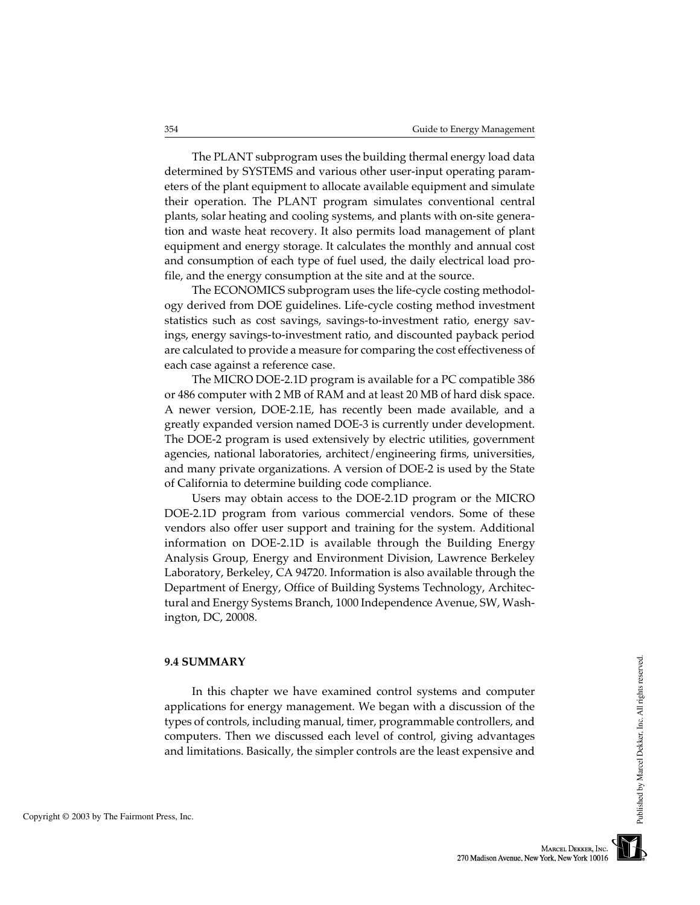The PLANT subprogram uses the building thermal energy load data determined by SYSTEMS and various other user-input operating parameters of the plant equipment to allocate available equipment and simulate their operation. The PLANT program simulates conventional central plants, solar heating and cooling systems, and plants with on-site generation and waste heat recovery. It also permits load management of plant equipment and energy storage. It calculates the monthly and annual cost and consumption of each type of fuel used, the daily electrical load profile, and the energy consumption at the site and at the source.

The ECONOMICS subprogram uses the life-cycle costing methodology derived from DOE guidelines. Life-cycle costing method investment statistics such as cost savings, savings-to-investment ratio, energy savings, energy savings-to-investment ratio, and discounted payback period are calculated to provide a measure for comparing the cost effectiveness of each case against a reference case.

The MICRO DOE-2.1D program is available for a PC compatible 386 or 486 computer with 2 MB of RAM and at least 20 MB of hard disk space. A newer version, DOE-2.1E, has recently been made available, and a greatly expanded version named DOE-3 is currently under development. The DOE-2 program is used extensively by electric utilities, government agencies, national laboratories, architect/engineering firms, universities, and many private organizations. A version of DOE-2 is used by the State of California to determine building code compliance.

Users may obtain access to the DOE-2.1D program or the MICRO DOE-2.1D program from various commercial vendors. Some of these vendors also offer user support and training for the system. Additional information on DOE-2.1D is available through the Building Energy Analysis Group, Energy and Environment Division, Lawrence Berkeley Laboratory, Berkeley, CA 94720. Information is also available through the Department of Energy, Office of Building Systems Technology, Architectural and Energy Systems Branch, 1000 Independence Avenue, SW, Washington, DC, 20008.

## 9.4 SUMMARY

In this chapter we have examined control systems and computer applications for energy management. We began with a discussion of the types of controls, including manual, timer, programmable controllers, and computers. Then we discussed each level of control, giving advantages and limitations. Basically, the simpler controls are the least expensive and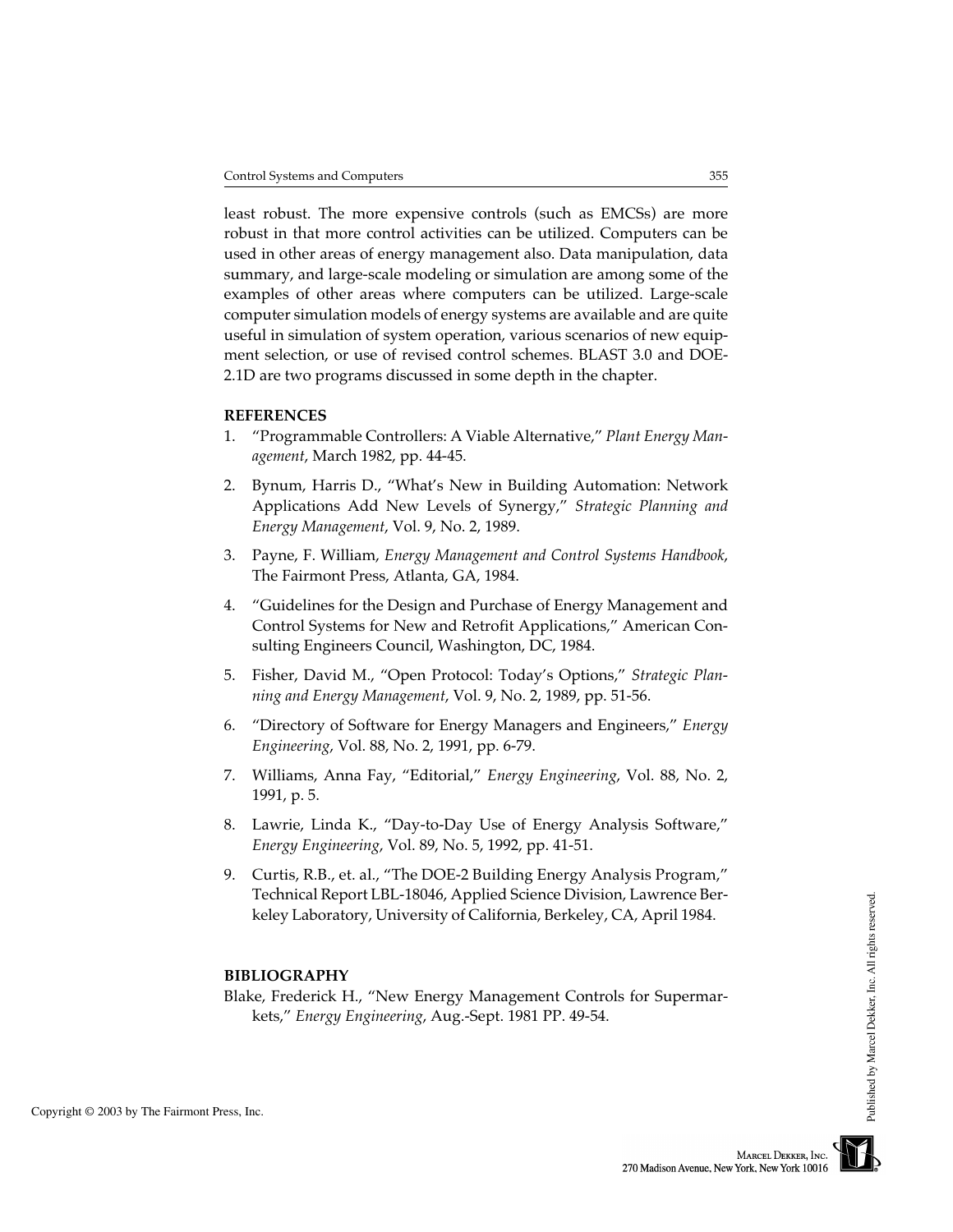least robust. The more expensive controls (such as EMCSs) are more robust in that more control activities can be utilized. Computers can be used in other areas of energy management also. Data manipulation, data summary, and large-scale modeling or simulation are among some of the examples of other areas where computers can be utilized. Large-scale computer simulation models of energy systems are available and are quite useful in simulation of system operation, various scenarios of new equipment selection, or use of revised control schemes. BLAST 3.0 and DOE-2.1D are two programs discussed in some depth in the chapter.

## REFERENCES

1. "Programmable Controllers: A Viable Alternative," *Plant Energy Management*, March 1982, pp. 44-45.
2. Bynum, Harris D., "What's New in Building Automation: Network Applications Add New Levels of Synergy," *Strategic Planning and Energy Management*, Vol. 9, No. 2, 1989.
3. Payne, F. William, *Energy Management and Control Systems Handbook*, The Fairmont Press, Atlanta, GA, 1984.
4. "Guidelines for the Design and Purchase of Energy Management and Control Systems for New and Retrofit Applications," American Consulting Engineers Council, Washington, DC, 1984.
5. Fisher, David M., "Open Protocol: Today's Options," *Strategic Planning and Energy Management*, Vol. 9, No. 2, 1989, pp. 51-56.
6. "Directory of Software for Energy Managers and Engineers," *Energy Engineering*, Vol. 88, No. 2, 1991, pp. 6-79.
7. Williams, Anna Fay, "Editorial," *Energy Engineering*, Vol. 88, No. 2, 1991, p. 5.
8. Lawrie, Linda K., "Day-to-Day Use of Energy Analysis Software," *Energy Engineering*, Vol. 89, No. 5, 1992, pp. 41-51.
9. Curtis, R.B., et. al., "The DOE-2 Building Energy Analysis Program," Technical Report LBL-18046, Applied Science Division, Lawrence Berkeley Laboratory, University of California, Berkeley, CA, April 1984.

## BIBLIOGRAPHY

Blake, Frederick H., "New Energy Management Controls for Supermarkets," *Energy Engineering*, Aug.-Sept. 1981 PP. 49-54.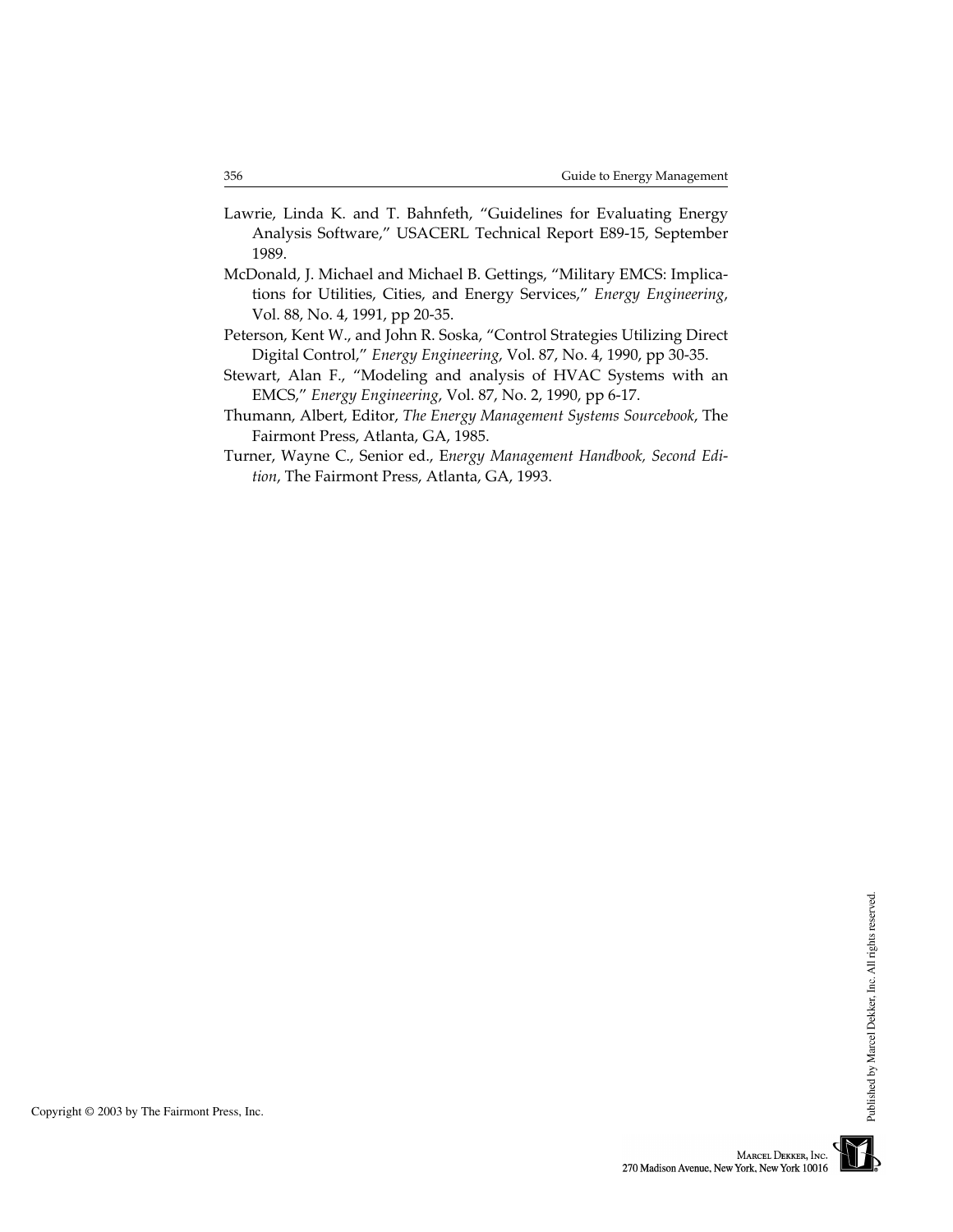Lawrie, Linda K. and T. Bahnfeth, "Guidelines for Evaluating Energy Analysis Software," USACERL Technical Report E89-15, September 1989.

McDonald, J. Michael and Michael B. Gettings, "Military EMCS: Implications for Utilities, Cities, and Energy Services," *Energy Engineering*, Vol. 88, No. 4, 1991, pp 20-35.

Peterson, Kent W., and John R. Soska, "Control Strategies Utilizing Direct Digital Control," *Energy Engineering*, Vol. 87, No. 4, 1990, pp 30-35.

Stewart, Alan F., "Modeling and analysis of HVAC Systems with an EMCS," *Energy Engineering*, Vol. 87, No. 2, 1990, pp 6-17.

Thumann, Albert, Editor, *The Energy Management Systems Sourcebook*, The Fairmont Press, Atlanta, GA, 1985.

Turner, Wayne C., Senior ed., E*nergy Management Handbook, Second Edition*, The Fairmont Press, Atlanta, GA, 1993.